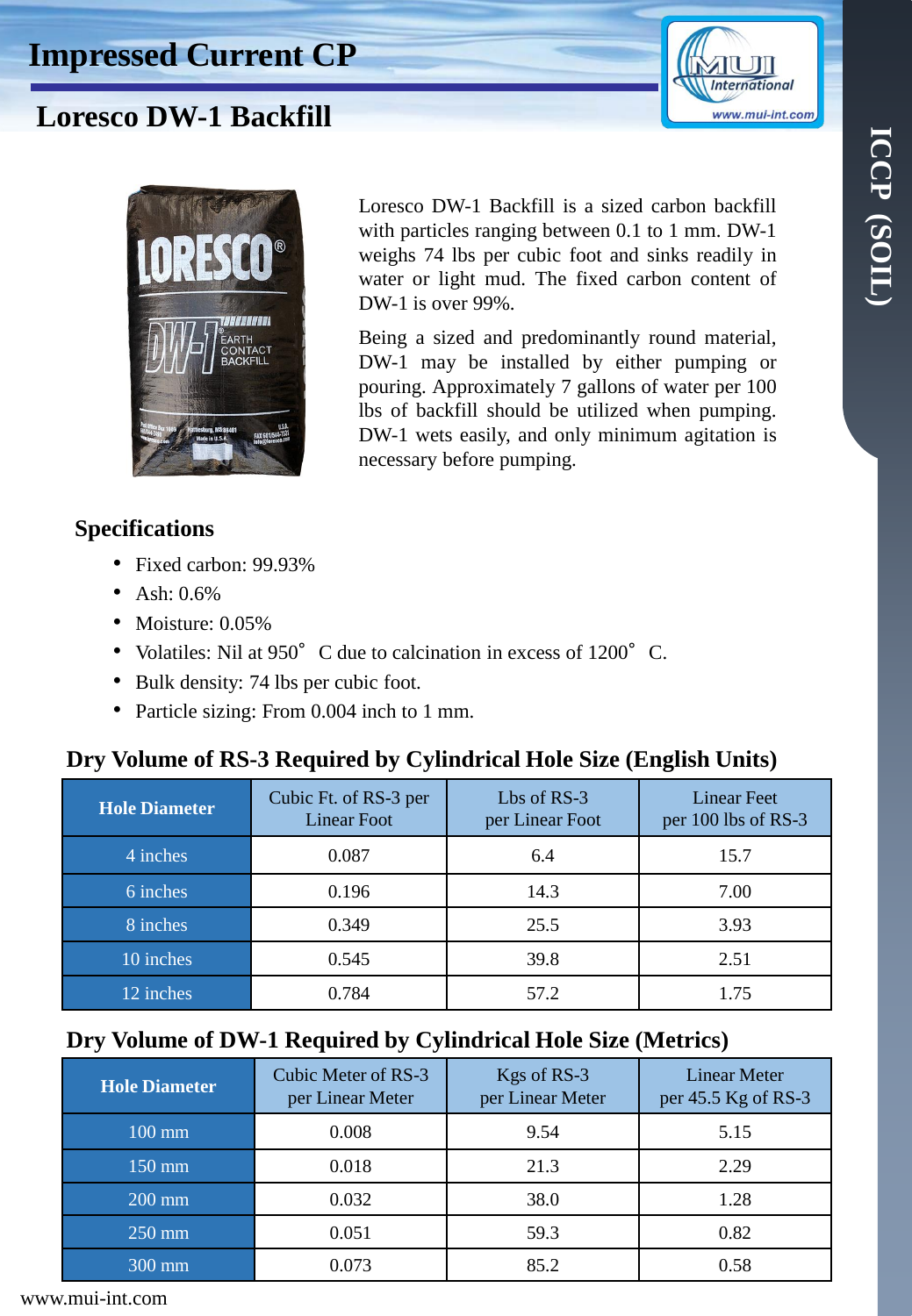# Impressed Current CP

## Loresco DW-1 Backfill

Loresco DW-1 Backfill is a sized carbon backfill with particles ranging between 0.1 to 1 mm. DW-1 weighs 74 lbs per cubic foot and sinks readily in water or light mud. The fixed carbon content of DW-1 is over 99%.

Being a sized and predominantly round material, DW-1 may be installed by either pumping or pouring. Approximately 7 gallons of water per 100 lbs of backfill should be utilized when pumping. DW-1 wets easily, and only minimum agitation is necessary before pumping.

### Specifications

- Fixed carbon: 99.93%
- Ash: 0.6%
- Moisture: 0.05%
- Volatiles: Nil at 950° C due to calcination in excess of 1200° C.
- Bulk density: 74 lbs per cubic foot.
- Particle sizing: From 0.004 inch to 1 mm.

### Dry Volume of RS-3 Required by Cylindrical Hole Size (English Units)

| Hole Diameter | Cubic Ft. of RS-3 per Linear Foot | Lbs of RS-3 per Linear Foot | Linear Feet per 100 lbs of RS-3 |
|---|---|---|---|
| 4 inches | 0.087 | 6.4 | 15.7 |
| 6 inches | 0.196 | 14.3 | 7.00 |
| 8 inches | 0.349 | 25.5 | 3.93 |
| 10 inches | 0.545 | 39.8 | 2.51 |
| 12 inches | 0.784 | 57.2 | 1.75 |

### Dry Volume of DW-1 Required by Cylindrical Hole Size (Metrics)

| Hole Diameter | Cubic Meter of RS-3 per Linear Meter | Kgs of RS-3 per Linear Meter | Linear Meter per 45.5 Kg of RS-3 |
|---|---|---|---|
| 100 mm | 0.008 | 9.54 | 5.15 |
| 150 mm | 0.018 | 21.3 | 2.29 |
| 200 mm | 0.032 | 38.0 | 1.28 |
| 250 mm | 0.051 | 59.3 | 0.82 |
| 300 mm | 0.073 | 85.2 | 0.58 |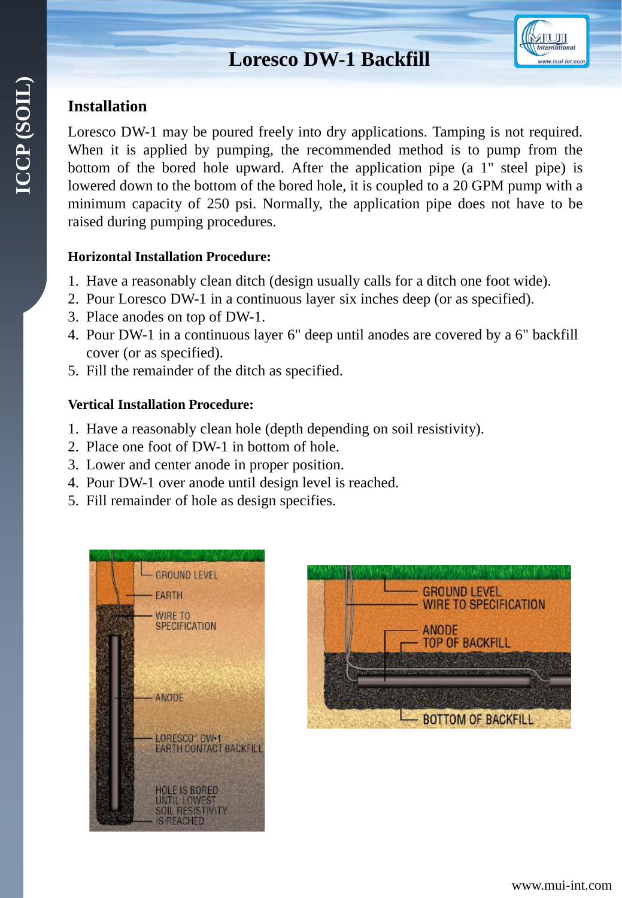# Loresco DW-1 Backfill

## Installation

Loresco DW-1 may be poured freely into dry applications. Tamping is not required. When it is applied by pumping, the recommended method is to pump from the bottom of the bored hole upward. After the application pipe (a 1" steel pipe) is lowered down to the bottom of the bored hole, it is coupled to a 20 GPM pump with a minimum capacity of 250 psi. Normally, the application pipe does not have to be raised during pumping procedures.

### Horizontal Installation Procedure:

1. Have a reasonably clean ditch (design usually calls for a ditch one foot wide).
2. Pour Loresco DW-1 in a continuous layer six inches deep (or as specified).
3. Place anodes on top of DW-1.
4. Pour DW-1 in a continuous layer 6" deep until anodes are covered by a 6" backfill cover (or as specified).
5. Fill the remainder of the ditch as specified.

### Vertical Installation Procedure:

1. Have a reasonably clean hole (depth depending on soil resistivity).
2. Place one foot of DW-1 in bottom of hole.
3. Lower and center anode in proper position.
4. Pour DW-1 over anode until design level is reached.
5. Fill remainder of hole as design specifies.

GROUND LEVEL
EARTH
WIRE TO SPECIFICATION
ANODE
LORESCO® DW-1 EARTH CONTACT BACKFILL
HOLE IS BORED UNTIL LOWEST SOIL RESISTIVITY IS REACHED

GROUND LEVEL
WIRE TO SPECIFICATION
ANODE
TOP OF BACKFILL
BOTTOM OF BACKFILL